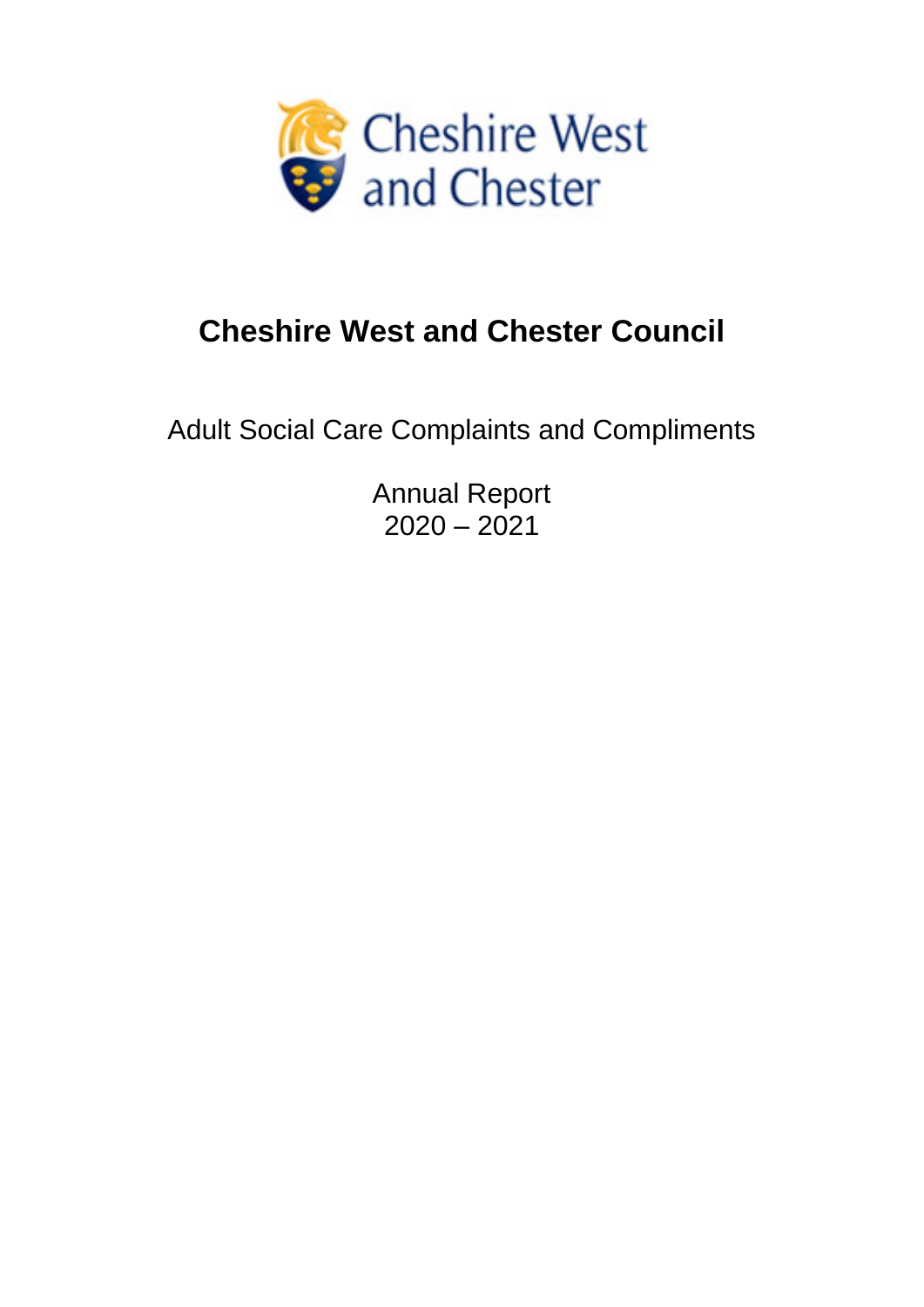Cheshire West and Chester

# Cheshire West and Chester Council

Adult Social Care Complaints and Compliments

Annual Report
2020 – 2021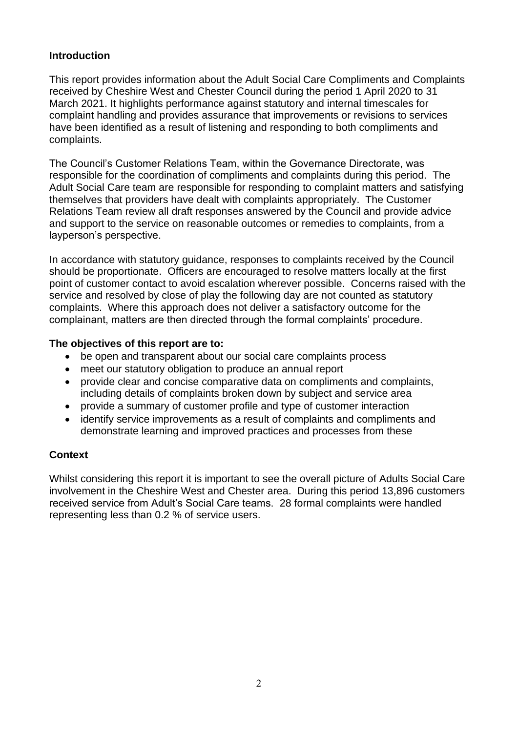## Introduction

This report provides information about the Adult Social Care Compliments and Complaints received by Cheshire West and Chester Council during the period 1 April 2020 to 31 March 2021. It highlights performance against statutory and internal timescales for complaint handling and provides assurance that improvements or revisions to services have been identified as a result of listening and responding to both compliments and complaints.

The Council's Customer Relations Team, within the Governance Directorate, was responsible for the coordination of compliments and complaints during this period. The Adult Social Care team are responsible for responding to complaint matters and satisfying themselves that providers have dealt with complaints appropriately. The Customer Relations Team review all draft responses answered by the Council and provide advice and support to the service on reasonable outcomes or remedies to complaints, from a layperson's perspective.

In accordance with statutory guidance, responses to complaints received by the Council should be proportionate. Officers are encouraged to resolve matters locally at the first point of customer contact to avoid escalation wherever possible. Concerns raised with the service and resolved by close of play the following day are not counted as statutory complaints. Where this approach does not deliver a satisfactory outcome for the complainant, matters are then directed through the formal complaints' procedure.

**The objectives of this report are to:**

- be open and transparent about our social care complaints process
- meet our statutory obligation to produce an annual report
- provide clear and concise comparative data on compliments and complaints, including details of complaints broken down by subject and service area
- provide a summary of customer profile and type of customer interaction
- identify service improvements as a result of complaints and compliments and demonstrate learning and improved practices and processes from these

## Context

Whilst considering this report it is important to see the overall picture of Adults Social Care involvement in the Cheshire West and Chester area. During this period 13,896 customers received service from Adult's Social Care teams. 28 formal complaints were handled representing less than 0.2 % of service users.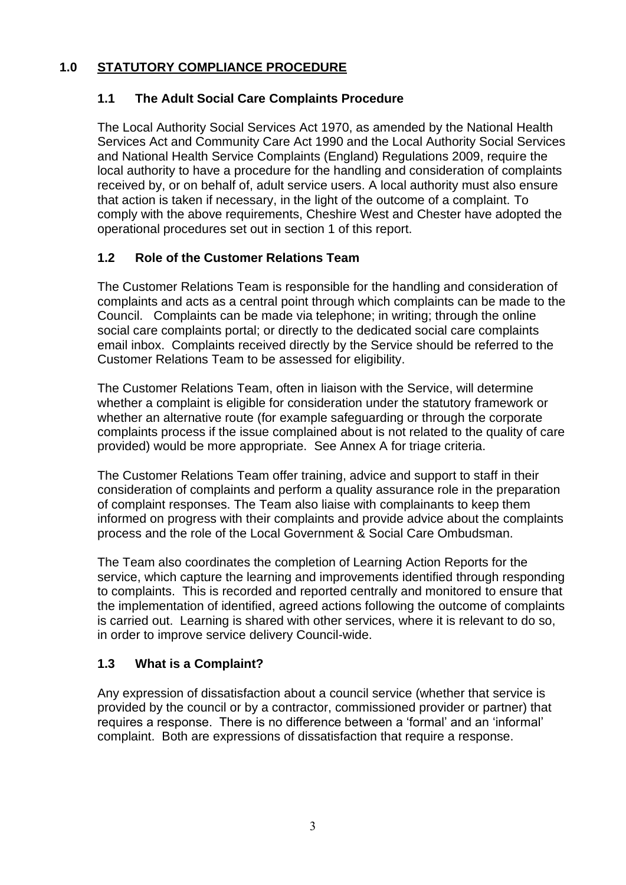# 1.0 STATUTORY COMPLIANCE PROCEDURE

## 1.1 The Adult Social Care Complaints Procedure

The Local Authority Social Services Act 1970, as amended by the National Health Services Act and Community Care Act 1990 and the Local Authority Social Services and National Health Service Complaints (England) Regulations 2009, require the local authority to have a procedure for the handling and consideration of complaints received by, or on behalf of, adult service users. A local authority must also ensure that action is taken if necessary, in the light of the outcome of a complaint. To comply with the above requirements, Cheshire West and Chester have adopted the operational procedures set out in section 1 of this report.

## 1.2 Role of the Customer Relations Team

The Customer Relations Team is responsible for the handling and consideration of complaints and acts as a central point through which complaints can be made to the Council. Complaints can be made via telephone; in writing; through the online social care complaints portal; or directly to the dedicated social care complaints email inbox. Complaints received directly by the Service should be referred to the Customer Relations Team to be assessed for eligibility.

The Customer Relations Team, often in liaison with the Service, will determine whether a complaint is eligible for consideration under the statutory framework or whether an alternative route (for example safeguarding or through the corporate complaints process if the issue complained about is not related to the quality of care provided) would be more appropriate. See Annex A for triage criteria.

The Customer Relations Team offer training, advice and support to staff in their consideration of complaints and perform a quality assurance role in the preparation of complaint responses. The Team also liaise with complainants to keep them informed on progress with their complaints and provide advice about the complaints process and the role of the Local Government & Social Care Ombudsman.

The Team also coordinates the completion of Learning Action Reports for the service, which capture the learning and improvements identified through responding to complaints. This is recorded and reported centrally and monitored to ensure that the implementation of identified, agreed actions following the outcome of complaints is carried out. Learning is shared with other services, where it is relevant to do so, in order to improve service delivery Council-wide.

## 1.3 What is a Complaint?

Any expression of dissatisfaction about a council service (whether that service is provided by the council or by a contractor, commissioned provider or partner) that requires a response. There is no difference between a 'formal' and an 'informal' complaint. Both are expressions of dissatisfaction that require a response.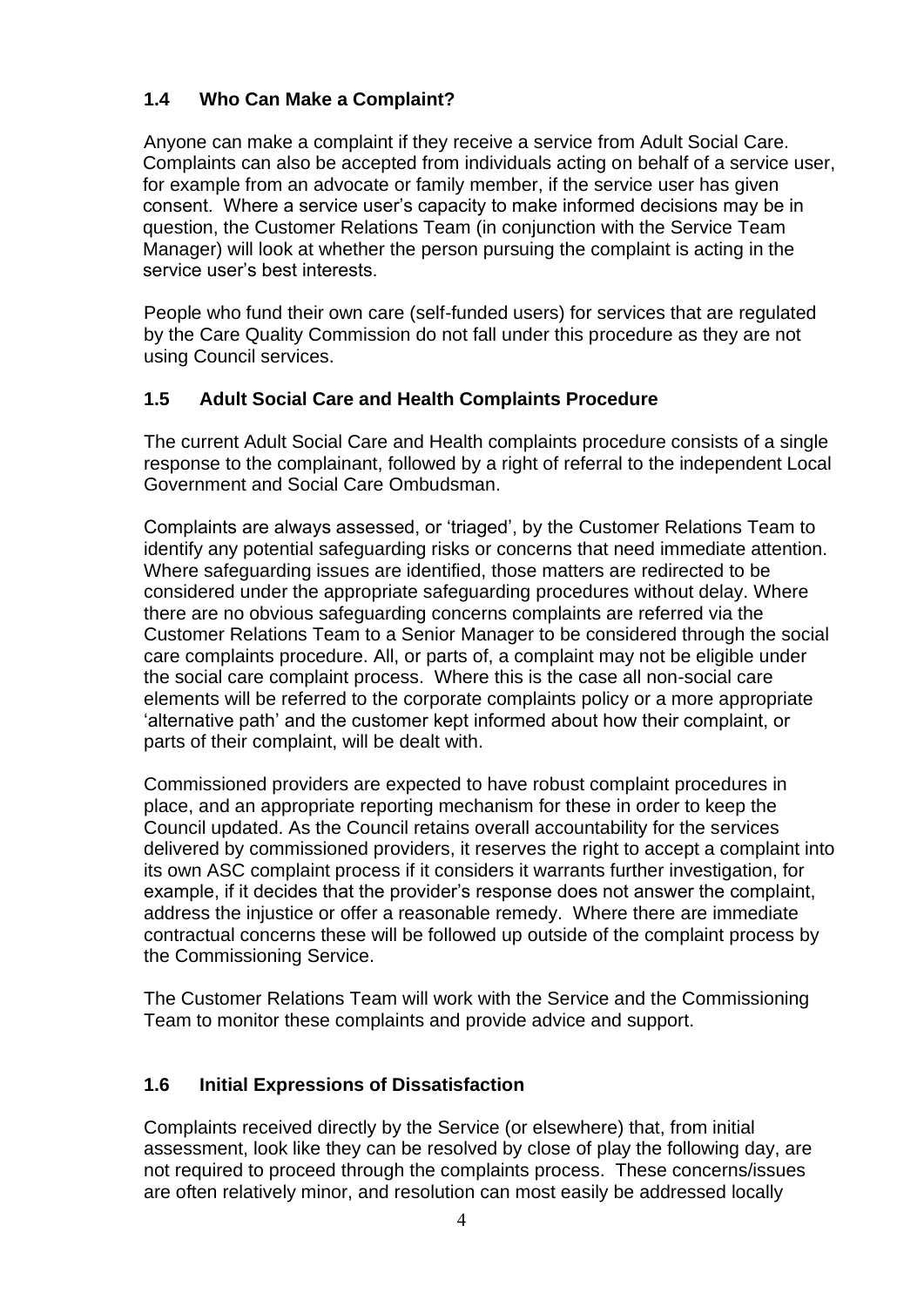### 1.4 Who Can Make a Complaint?

Anyone can make a complaint if they receive a service from Adult Social Care. Complaints can also be accepted from individuals acting on behalf of a service user, for example from an advocate or family member, if the service user has given consent. Where a service user's capacity to make informed decisions may be in question, the Customer Relations Team (in conjunction with the Service Team Manager) will look at whether the person pursuing the complaint is acting in the service user's best interests.

People who fund their own care (self-funded users) for services that are regulated by the Care Quality Commission do not fall under this procedure as they are not using Council services.

### 1.5 Adult Social Care and Health Complaints Procedure

The current Adult Social Care and Health complaints procedure consists of a single response to the complainant, followed by a right of referral to the independent Local Government and Social Care Ombudsman.

Complaints are always assessed, or 'triaged', by the Customer Relations Team to identify any potential safeguarding risks or concerns that need immediate attention. Where safeguarding issues are identified, those matters are redirected to be considered under the appropriate safeguarding procedures without delay. Where there are no obvious safeguarding concerns complaints are referred via the Customer Relations Team to a Senior Manager to be considered through the social care complaints procedure. All, or parts of, a complaint may not be eligible under the social care complaint process. Where this is the case all non-social care elements will be referred to the corporate complaints policy or a more appropriate 'alternative path' and the customer kept informed about how their complaint, or parts of their complaint, will be dealt with.

Commissioned providers are expected to have robust complaint procedures in place, and an appropriate reporting mechanism for these in order to keep the Council updated. As the Council retains overall accountability for the services delivered by commissioned providers, it reserves the right to accept a complaint into its own ASC complaint process if it considers it warrants further investigation, for example, if it decides that the provider's response does not answer the complaint, address the injustice or offer a reasonable remedy. Where there are immediate contractual concerns these will be followed up outside of the complaint process by the Commissioning Service.

The Customer Relations Team will work with the Service and the Commissioning Team to monitor these complaints and provide advice and support.

### 1.6 Initial Expressions of Dissatisfaction

Complaints received directly by the Service (or elsewhere) that, from initial assessment, look like they can be resolved by close of play the following day, are not required to proceed through the complaints process. These concerns/issues are often relatively minor, and resolution can most easily be addressed locally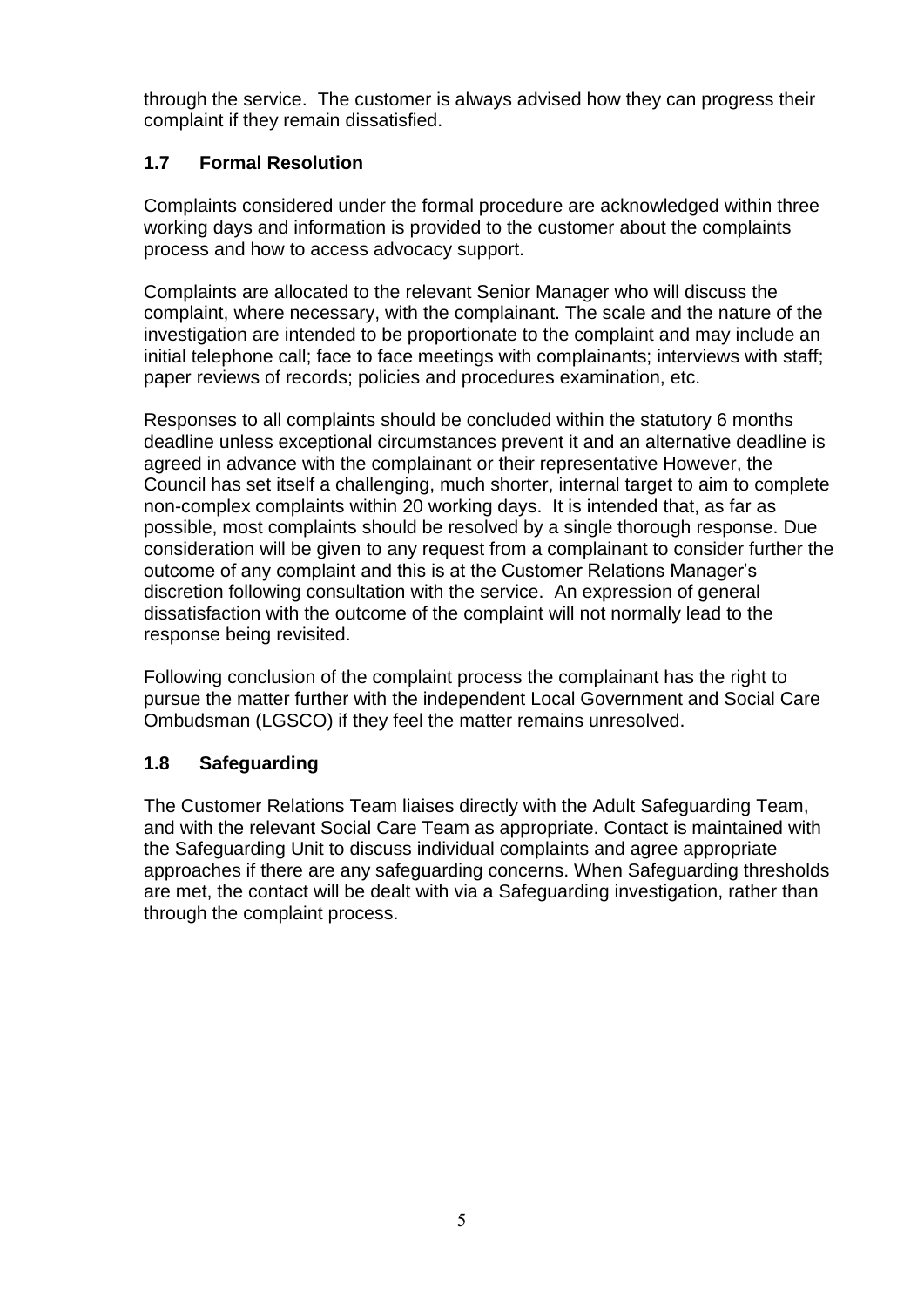through the service. The customer is always advised how they can progress their complaint if they remain dissatisfied.

### 1.7 Formal Resolution

Complaints considered under the formal procedure are acknowledged within three working days and information is provided to the customer about the complaints process and how to access advocacy support.

Complaints are allocated to the relevant Senior Manager who will discuss the complaint, where necessary, with the complainant. The scale and the nature of the investigation are intended to be proportionate to the complaint and may include an initial telephone call; face to face meetings with complainants; interviews with staff; paper reviews of records; policies and procedures examination, etc.

Responses to all complaints should be concluded within the statutory 6 months deadline unless exceptional circumstances prevent it and an alternative deadline is agreed in advance with the complainant or their representative However, the Council has set itself a challenging, much shorter, internal target to aim to complete non-complex complaints within 20 working days. It is intended that, as far as possible, most complaints should be resolved by a single thorough response. Due consideration will be given to any request from a complainant to consider further the outcome of any complaint and this is at the Customer Relations Manager's discretion following consultation with the service. An expression of general dissatisfaction with the outcome of the complaint will not normally lead to the response being revisited.

Following conclusion of the complaint process the complainant has the right to pursue the matter further with the independent Local Government and Social Care Ombudsman (LGSCO) if they feel the matter remains unresolved.

### 1.8 Safeguarding

The Customer Relations Team liaises directly with the Adult Safeguarding Team, and with the relevant Social Care Team as appropriate. Contact is maintained with the Safeguarding Unit to discuss individual complaints and agree appropriate approaches if there are any safeguarding concerns. When Safeguarding thresholds are met, the contact will be dealt with via a Safeguarding investigation, rather than through the complaint process.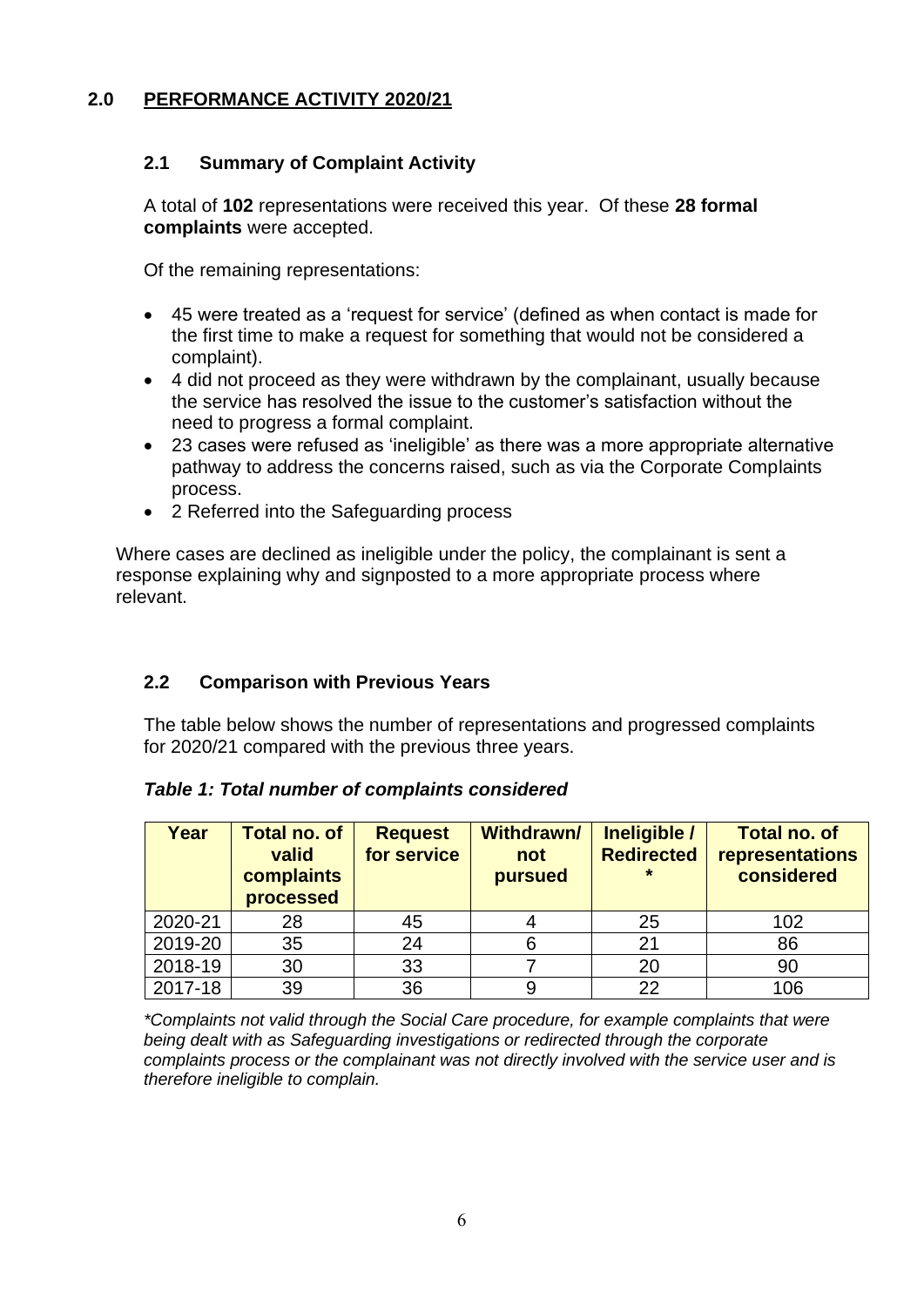## 2.0 PERFORMANCE ACTIVITY 2020/21

### 2.1 Summary of Complaint Activity

A total of **102** representations were received this year. Of these **28 formal complaints** were accepted.

Of the remaining representations:

- 45 were treated as a 'request for service' (defined as when contact is made for the first time to make a request for something that would not be considered a complaint).
- 4 did not proceed as they were withdrawn by the complainant, usually because the service has resolved the issue to the customer's satisfaction without the need to progress a formal complaint.
- 23 cases were refused as 'ineligible' as there was a more appropriate alternative pathway to address the concerns raised, such as via the Corporate Complaints process.
- 2 Referred into the Safeguarding process

Where cases are declined as ineligible under the policy, the complainant is sent a response explaining why and signposted to a more appropriate process where relevant.

### 2.2 Comparison with Previous Years

The table below shows the number of representations and progressed complaints for 2020/21 compared with the previous three years.

***Table 1: Total number of complaints considered***

| Year | Total no. of valid complaints processed | Request for service | Withdrawn/ not pursued | Ineligible / Redirected * | Total no. of representations considered |
|---|---|---|---|---|---|
| 2020-21 | 28 | 45 | 4 | 25 | 102 |
| 2019-20 | 35 | 24 | 6 | 21 | 86 |
| 2018-19 | 30 | 33 | 7 | 20 | 90 |
| 2017-18 | 39 | 36 | 9 | 22 | 106 |

*\*Complaints not valid through the Social Care procedure, for example complaints that were being dealt with as Safeguarding investigations or redirected through the corporate complaints process or the complainant was not directly involved with the service user and is therefore ineligible to complain.*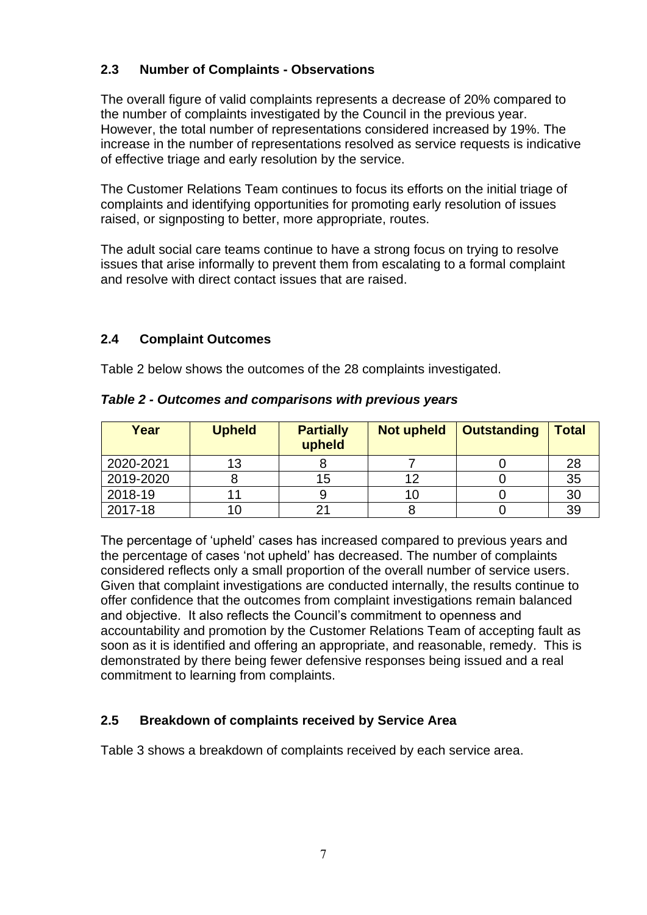### 2.3 Number of Complaints - Observations

The overall figure of valid complaints represents a decrease of 20% compared to the number of complaints investigated by the Council in the previous year. However, the total number of representations considered increased by 19%. The increase in the number of representations resolved as service requests is indicative of effective triage and early resolution by the service.

The Customer Relations Team continues to focus its efforts on the initial triage of complaints and identifying opportunities for promoting early resolution of issues raised, or signposting to better, more appropriate, routes.

The adult social care teams continue to have a strong focus on trying to resolve issues that arise informally to prevent them from escalating to a formal complaint and resolve with direct contact issues that are raised.

### 2.4 Complaint Outcomes

Table 2 below shows the outcomes of the 28 complaints investigated.

***Table 2 - Outcomes and comparisons with previous years***

| Year | Upheld | Partially upheld | Not upheld | Outstanding | Total |
|---|---|---|---|---|---|
| 2020-2021 | 13 | 8 | 7 | 0 | 28 |
| 2019-2020 | 8 | 15 | 12 | 0 | 35 |
| 2018-19 | 11 | 9 | 10 | 0 | 30 |
| 2017-18 | 10 | 21 | 8 | 0 | 39 |

The percentage of 'upheld' cases has increased compared to previous years and the percentage of cases 'not upheld' has decreased. The number of complaints considered reflects only a small proportion of the overall number of service users. Given that complaint investigations are conducted internally, the results continue to offer confidence that the outcomes from complaint investigations remain balanced and objective. It also reflects the Council's commitment to openness and accountability and promotion by the Customer Relations Team of accepting fault as soon as it is identified and offering an appropriate, and reasonable, remedy. This is demonstrated by there being fewer defensive responses being issued and a real commitment to learning from complaints.

### 2.5 Breakdown of complaints received by Service Area

Table 3 shows a breakdown of complaints received by each service area.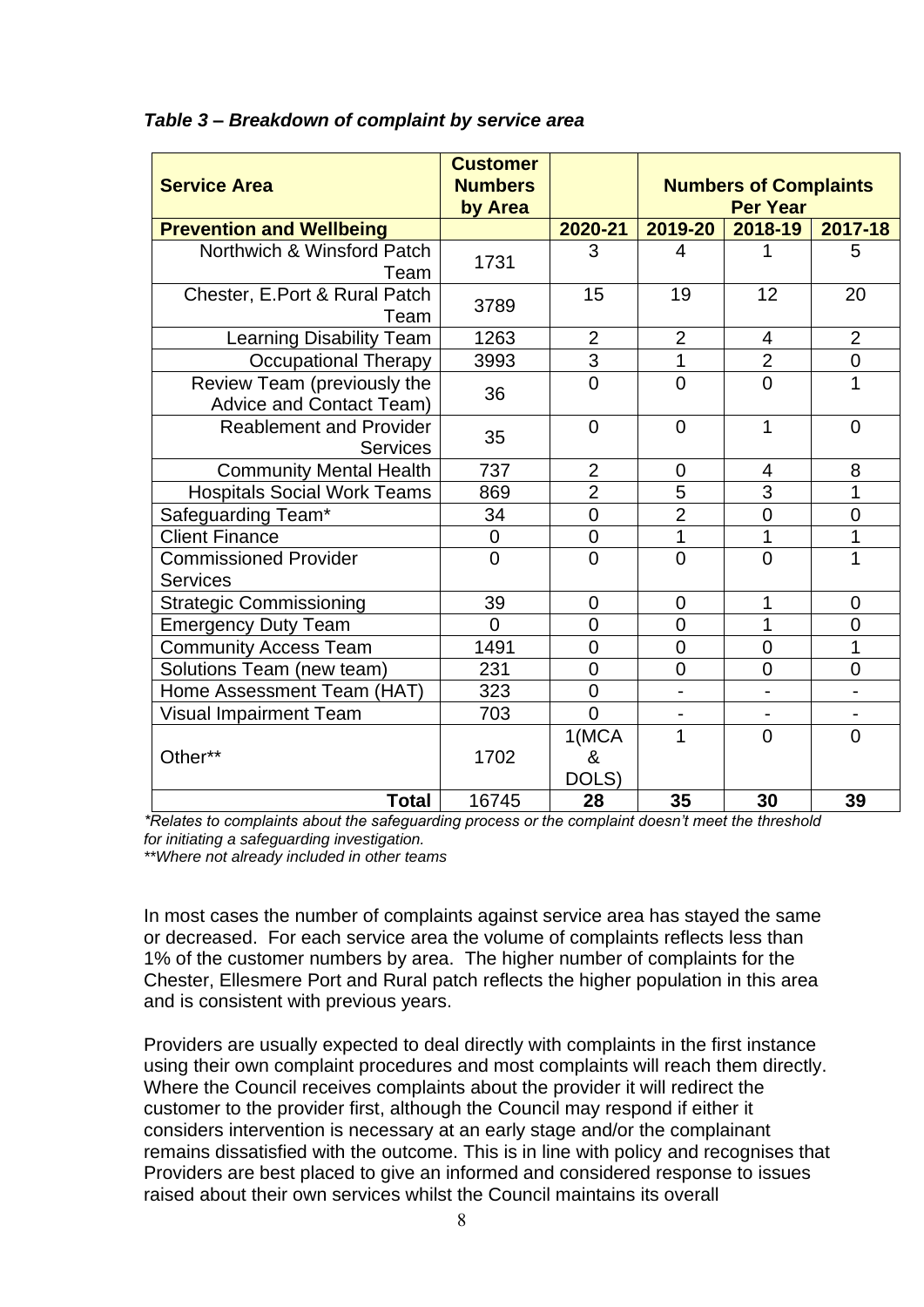*Table 3 – Breakdown of complaint by service area*

| Service Area | Customer Numbers by Area | | Numbers of Complaints Per Year | | |
|---|---|---|---|---|---|
| **Prevention and Wellbeing** | | **2020-21** | **2019-20** | **2018-19** | **2017-18** |
| Northwich & Winsford Patch Team | 1731 | 3 | 4 | 1 | 5 |
| Chester, E.Port & Rural Patch Team | 3789 | 15 | 19 | 12 | 20 |
| Learning Disability Team | 1263 | 2 | 2 | 4 | 2 |
| Occupational Therapy | 3993 | 3 | 1 | 2 | 0 |
| Review Team (previously the Advice and Contact Team) | 36 | 0 | 0 | 0 | 1 |
| Reablement and Provider Services | 35 | 0 | 0 | 1 | 0 |
| Community Mental Health | 737 | 2 | 0 | 4 | 8 |
| Hospitals Social Work Teams | 869 | 2 | 5 | 3 | 1 |
| Safeguarding Team* | 34 | 0 | 2 | 0 | 0 |
| Client Finance | 0 | 0 | 1 | 1 | 1 |
| Commissioned Provider Services | 0 | 0 | 0 | 0 | 1 |
| Strategic Commissioning | 39 | 0 | 0 | 1 | 0 |
| Emergency Duty Team | 0 | 0 | 0 | 1 | 0 |
| Community Access Team | 1491 | 0 | 0 | 0 | 1 |
| Solutions Team (new team) | 231 | 0 | 0 | 0 | 0 |
| Home Assessment Team (HAT) | 323 | 0 | - | - | - |
| Visual Impairment Team | 703 | 0 | - | - | - |
| Other** | 1702 | 1(MCA & DOLS) | 1 | 0 | 0 |
| **Total** | 16745 | **28** | **35** | **30** | **39** |

*\*Relates to complaints about the safeguarding process or the complaint doesn't meet the threshold for initiating a safeguarding investigation.*
*\*\*Where not already included in other teams*

In most cases the number of complaints against service area has stayed the same or decreased. For each service area the volume of complaints reflects less than 1% of the customer numbers by area. The higher number of complaints for the Chester, Ellesmere Port and Rural patch reflects the higher population in this area and is consistent with previous years.

Providers are usually expected to deal directly with complaints in the first instance using their own complaint procedures and most complaints will reach them directly. Where the Council receives complaints about the provider it will redirect the customer to the provider first, although the Council may respond if either it considers intervention is necessary at an early stage and/or the complainant remains dissatisfied with the outcome. This is in line with policy and recognises that Providers are best placed to give an informed and considered response to issues raised about their own services whilst the Council maintains its overall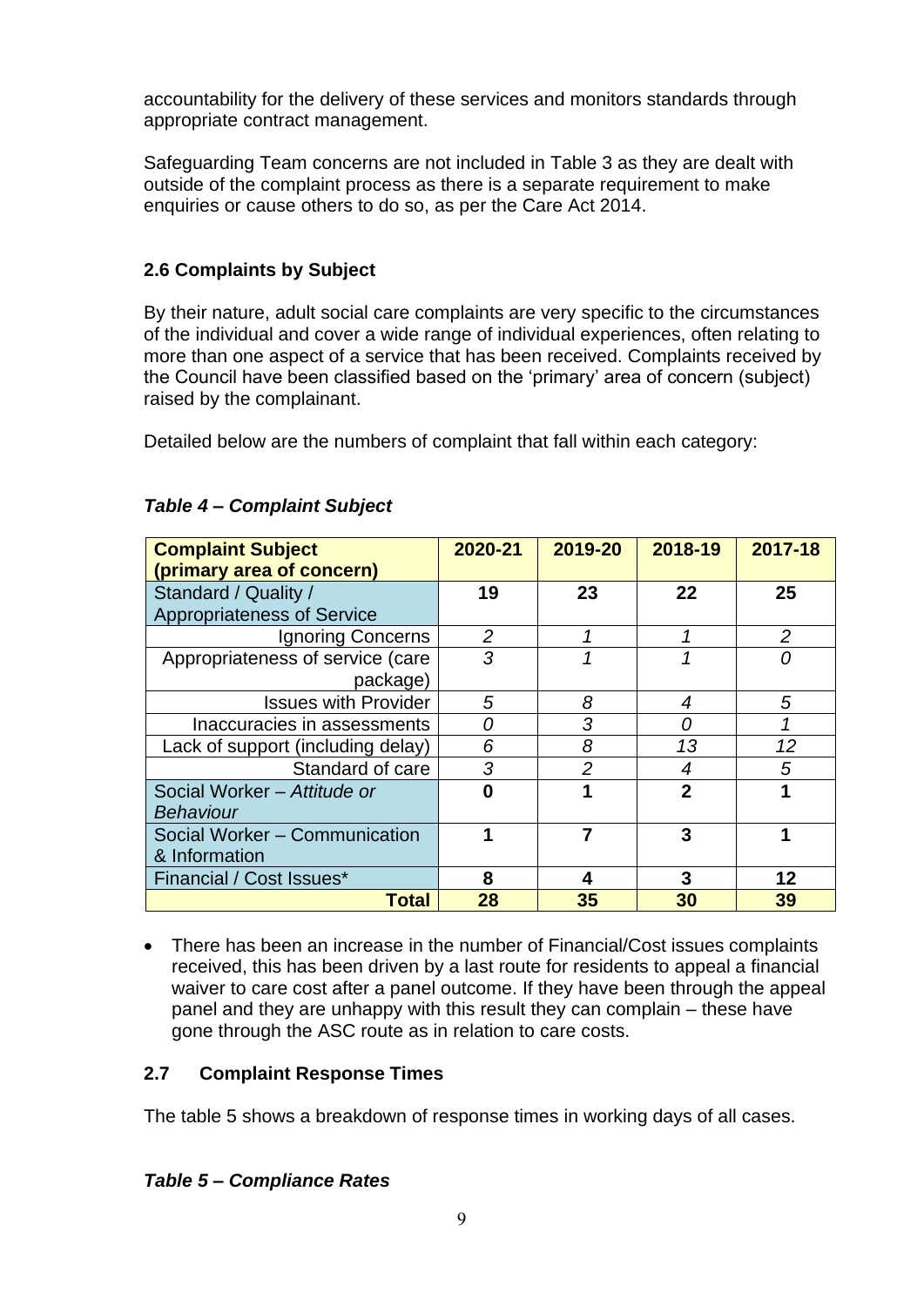accountability for the delivery of these services and monitors standards through appropriate contract management.

Safeguarding Team concerns are not included in Table 3 as they are dealt with outside of the complaint process as there is a separate requirement to make enquiries or cause others to do so, as per the Care Act 2014.

### 2.6 Complaints by Subject

By their nature, adult social care complaints are very specific to the circumstances of the individual and cover a wide range of individual experiences, often relating to more than one aspect of a service that has been received. Complaints received by the Council have been classified based on the 'primary' area of concern (subject) raised by the complainant.

Detailed below are the numbers of complaint that fall within each category:

***Table 4 – Complaint Subject***

| Complaint Subject (primary area of concern) | 2020-21 | 2019-20 | 2018-19 | 2017-18 |
|---|---|---|---|---|
| Standard / Quality / Appropriateness of Service | **19** | **23** | **22** | **25** |
| Ignoring Concerns | *2* | *1* | *1* | *2* |
| Appropriateness of service (care package) | *3* | *1* | *1* | *0* |
| Issues with Provider | *5* | *8* | *4* | *5* |
| Inaccuracies in assessments | *0* | *3* | *0* | *1* |
| Lack of support (including delay) | *6* | *8* | *13* | *12* |
| Standard of care | *3* | *2* | *4* | *5* |
| Social Worker – *Attitude or Behaviour* | **0** | **1** | **2** | **1** |
| Social Worker – Communication & Information | **1** | **7** | **3** | **1** |
| Financial / Cost Issues* | **8** | **4** | **3** | **12** |
| **Total** | **28** | **35** | **30** | **39** |

- There has been an increase in the number of Financial/Cost issues complaints received, this has been driven by a last route for residents to appeal a financial waiver to care cost after a panel outcome. If they have been through the appeal panel and they are unhappy with this result they can complain – these have gone through the ASC route as in relation to care costs.

### 2.7 Complaint Response Times

The table 5 shows a breakdown of response times in working days of all cases.

***Table 5 – Compliance Rates***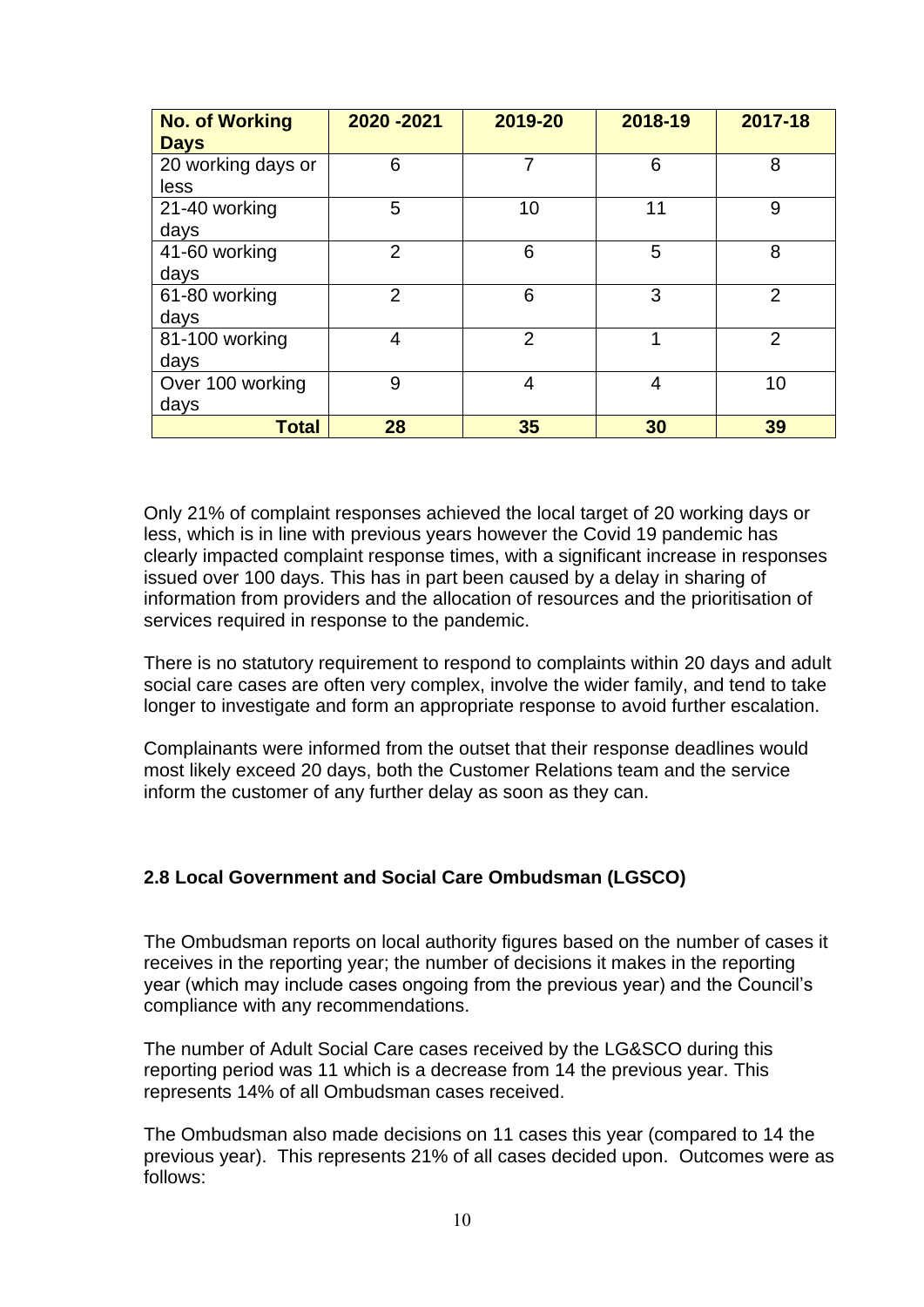| No. of Working Days | 2020 -2021 | 2019-20 | 2018-19 | 2017-18 |
|---|---|---|---|---|
| 20 working days or less | 6 | 7 | 6 | 8 |
| 21-40 working days | 5 | 10 | 11 | 9 |
| 41-60 working days | 2 | 6 | 5 | 8 |
| 61-80 working days | 2 | 6 | 3 | 2 |
| 81-100 working days | 4 | 2 | 1 | 2 |
| Over 100 working days | 9 | 4 | 4 | 10 |
| **Total** | **28** | **35** | **30** | **39** |

Only 21% of complaint responses achieved the local target of 20 working days or less, which is in line with previous years however the Covid 19 pandemic has clearly impacted complaint response times, with a significant increase in responses issued over 100 days. This has in part been caused by a delay in sharing of information from providers and the allocation of resources and the prioritisation of services required in response to the pandemic.

There is no statutory requirement to respond to complaints within 20 days and adult social care cases are often very complex, involve the wider family, and tend to take longer to investigate and form an appropriate response to avoid further escalation.

Complainants were informed from the outset that their response deadlines would most likely exceed 20 days, both the Customer Relations team and the service inform the customer of any further delay as soon as they can.

### 2.8 Local Government and Social Care Ombudsman (LGSCO)

The Ombudsman reports on local authority figures based on the number of cases it receives in the reporting year; the number of decisions it makes in the reporting year (which may include cases ongoing from the previous year) and the Council's compliance with any recommendations.

The number of Adult Social Care cases received by the LG&SCO during this reporting period was 11 which is a decrease from 14 the previous year. This represents 14% of all Ombudsman cases received.

The Ombudsman also made decisions on 11 cases this year (compared to 14 the previous year). This represents 21% of all cases decided upon. Outcomes were as follows: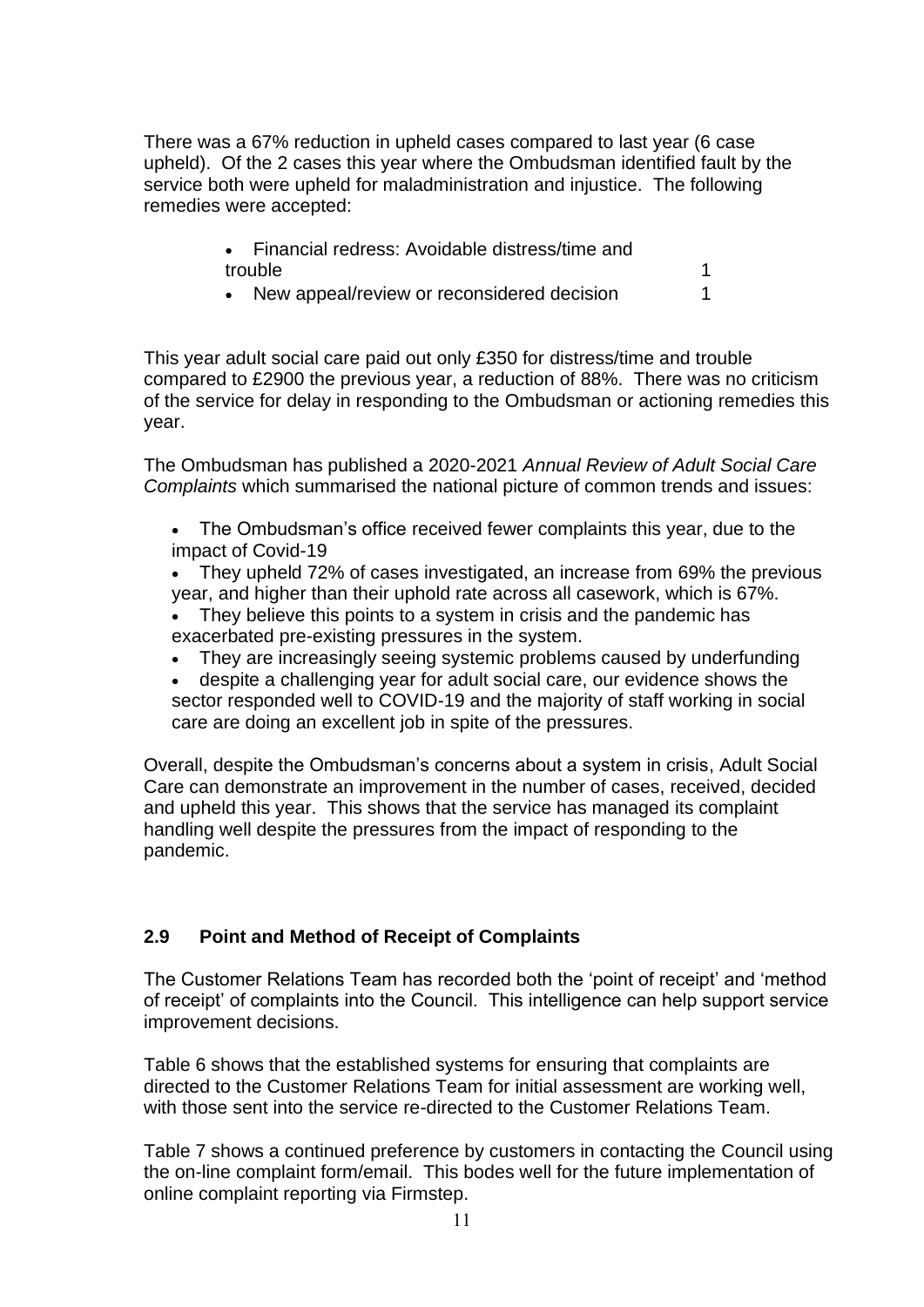There was a 67% reduction in upheld cases compared to last year (6 case upheld). Of the 2 cases this year where the Ombudsman identified fault by the service both were upheld for maladministration and injustice. The following remedies were accepted:

- Financial redress: Avoidable distress/time and trouble 1
- New appeal/review or reconsidered decision 1

This year adult social care paid out only £350 for distress/time and trouble compared to £2900 the previous year, a reduction of 88%. There was no criticism of the service for delay in responding to the Ombudsman or actioning remedies this year.

The Ombudsman has published a 2020-2021 *Annual Review of Adult Social Care Complaints* which summarised the national picture of common trends and issues:

- The Ombudsman's office received fewer complaints this year, due to the impact of Covid-19
- They upheld 72% of cases investigated, an increase from 69% the previous year, and higher than their uphold rate across all casework, which is 67%.
- They believe this points to a system in crisis and the pandemic has exacerbated pre-existing pressures in the system.
- They are increasingly seeing systemic problems caused by underfunding
- despite a challenging year for adult social care, our evidence shows the sector responded well to COVID-19 and the majority of staff working in social care are doing an excellent job in spite of the pressures.

Overall, despite the Ombudsman's concerns about a system in crisis, Adult Social Care can demonstrate an improvement in the number of cases, received, decided and upheld this year. This shows that the service has managed its complaint handling well despite the pressures from the impact of responding to the pandemic.

## 2.9 Point and Method of Receipt of Complaints

The Customer Relations Team has recorded both the 'point of receipt' and 'method of receipt' of complaints into the Council. This intelligence can help support service improvement decisions.

Table 6 shows that the established systems for ensuring that complaints are directed to the Customer Relations Team for initial assessment are working well, with those sent into the service re-directed to the Customer Relations Team.

Table 7 shows a continued preference by customers in contacting the Council using the on-line complaint form/email. This bodes well for the future implementation of online complaint reporting via Firmstep.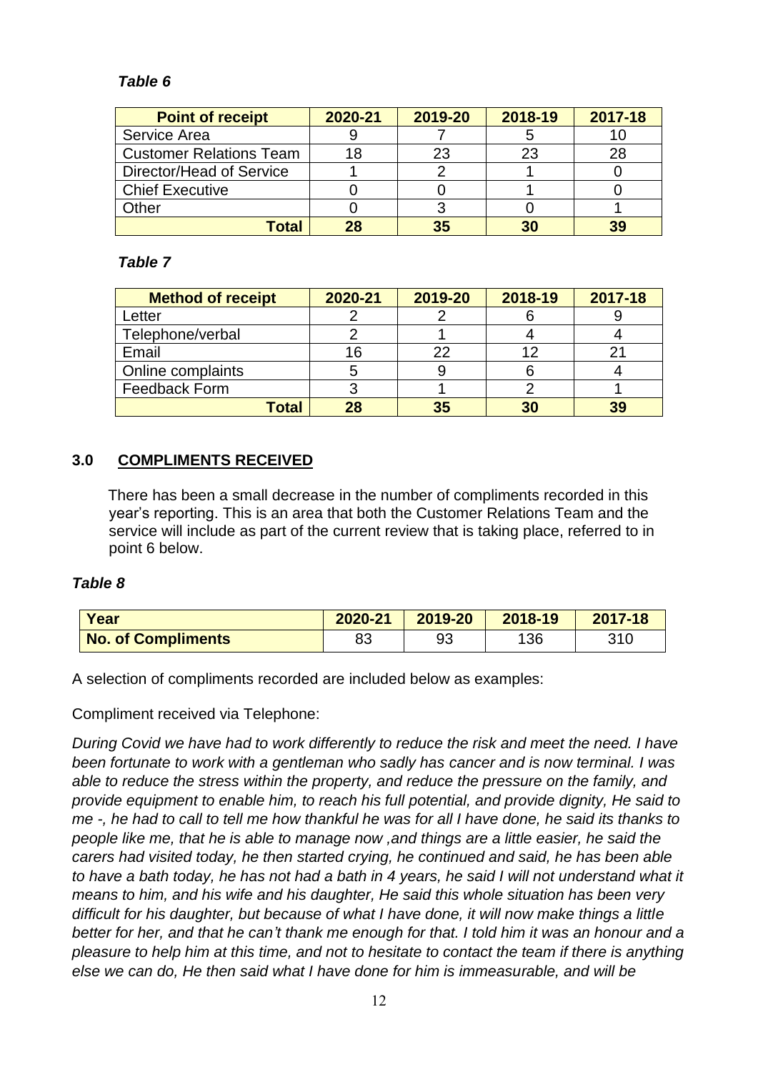*Table 6*

| Point of receipt | 2020-21 | 2019-20 | 2018-19 | 2017-18 |
|---|---|---|---|---|
| Service Area | 9 | 7 | 5 | 10 |
| Customer Relations Team | 18 | 23 | 23 | 28 |
| Director/Head of Service | 1 | 2 | 1 | 0 |
| Chief Executive | 0 | 0 | 1 | 0 |
| Other | 0 | 3 | 0 | 1 |
| **Total** | **28** | **35** | **30** | **39** |

*Table 7*

| Method of receipt | 2020-21 | 2019-20 | 2018-19 | 2017-18 |
|---|---|---|---|---|
| Letter | 2 | 2 | 6 | 9 |
| Telephone/verbal | 2 | 1 | 4 | 4 |
| Email | 16 | 22 | 12 | 21 |
| Online complaints | 5 | 9 | 6 | 4 |
| Feedback Form | 3 | 1 | 2 | 1 |
| **Total** | **28** | **35** | **30** | **39** |

## 3.0 COMPLIMENTS RECEIVED

There has been a small decrease in the number of compliments recorded in this year's reporting. This is an area that both the Customer Relations Team and the service will include as part of the current review that is taking place, referred to in point 6 below.

*Table 8*

| Year | 2020-21 | 2019-20 | 2018-19 | 2017-18 |
|---|---|---|---|---|
| **No. of Compliments** | 83 | 93 | 136 | 310 |

A selection of compliments recorded are included below as examples:

Compliment received via Telephone:

*During Covid we have had to work differently to reduce the risk and meet the need. I have been fortunate to work with a gentleman who sadly has cancer and is now terminal. I was able to reduce the stress within the property, and reduce the pressure on the family, and provide equipment to enable him, to reach his full potential, and provide dignity, He said to me -, he had to call to tell me how thankful he was for all I have done, he said its thanks to people like me, that he is able to manage now ,and things are a little easier, he said the carers had visited today, he then started crying, he continued and said, he has been able to have a bath today, he has not had a bath in 4 years, he said I will not understand what it means to him, and his wife and his daughter, He said this whole situation has been very difficult for his daughter, but because of what I have done, it will now make things a little better for her, and that he can't thank me enough for that. I told him it was an honour and a pleasure to help him at this time, and not to hesitate to contact the team if there is anything else we can do, He then said what I have done for him is immeasurable, and will be*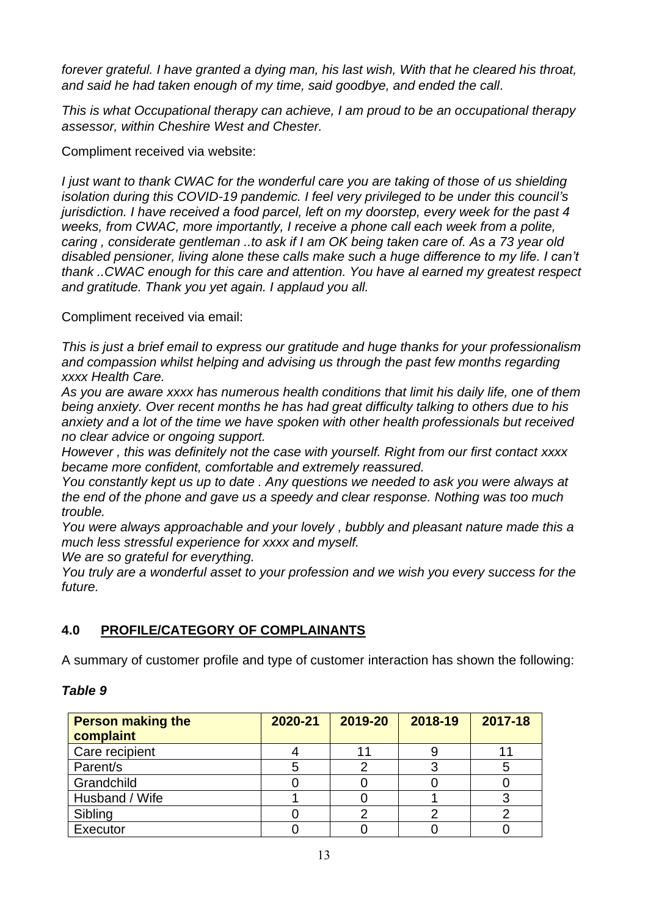*forever grateful. I have granted a dying man, his last wish, With that he cleared his throat, and said he had taken enough of my time, said goodbye, and ended the call.*

*This is what Occupational therapy can achieve, I am proud to be an occupational therapy assessor, within Cheshire West and Chester.*

Compliment received via website:

*I just want to thank CWAC for the wonderful care you are taking of those of us shielding isolation during this COVID-19 pandemic. I feel very privileged to be under this council's jurisdiction. I have received a food parcel, left on my doorstep, every week for the past 4 weeks, from CWAC, more importantly, I receive a phone call each week from a polite, caring , considerate gentleman ..to ask if I am OK being taken care of. As a 73 year old disabled pensioner, living alone these calls make such a huge difference to my life. I can't thank ..CWAC enough for this care and attention. You have al earned my greatest respect and gratitude. Thank you yet again. I applaud you all.*

Compliment received via email:

*This is just a brief email to express our gratitude and huge thanks for your professionalism and compassion whilst helping and advising us through the past few months regarding xxxx Health Care.*
*As you are aware xxxx has numerous health conditions that limit his daily life, one of them being anxiety. Over recent months he has had great difficulty talking to others due to his anxiety and a lot of the time we have spoken with other health professionals but received no clear advice or ongoing support.*
*However , this was definitely not the case with yourself. Right from our first contact xxxx became more confident, comfortable and extremely reassured.*
*You constantly kept us up to date . Any questions we needed to ask you were always at the end of the phone and gave us a speedy and clear response. Nothing was too much trouble.*
*You were always approachable and your lovely , bubbly and pleasant nature made this a much less stressful experience for xxxx and myself.*
*We are so grateful for everything.*
*You truly are a wonderful asset to your profession and we wish you every success for the future.*

## 4.0 PROFILE/CATEGORY OF COMPLAINANTS

A summary of customer profile and type of customer interaction has shown the following:

***Table 9***

| Person making the complaint | 2020-21 | 2019-20 | 2018-19 | 2017-18 |
|---|---|---|---|---|
| Care recipient | 4 | 11 | 9 | 11 |
| Parent/s | 5 | 2 | 3 | 5 |
| Grandchild | 0 | 0 | 0 | 0 |
| Husband / Wife | 1 | 0 | 1 | 3 |
| Sibling | 0 | 2 | 2 | 2 |
| Executor | 0 | 0 | 0 | 0 |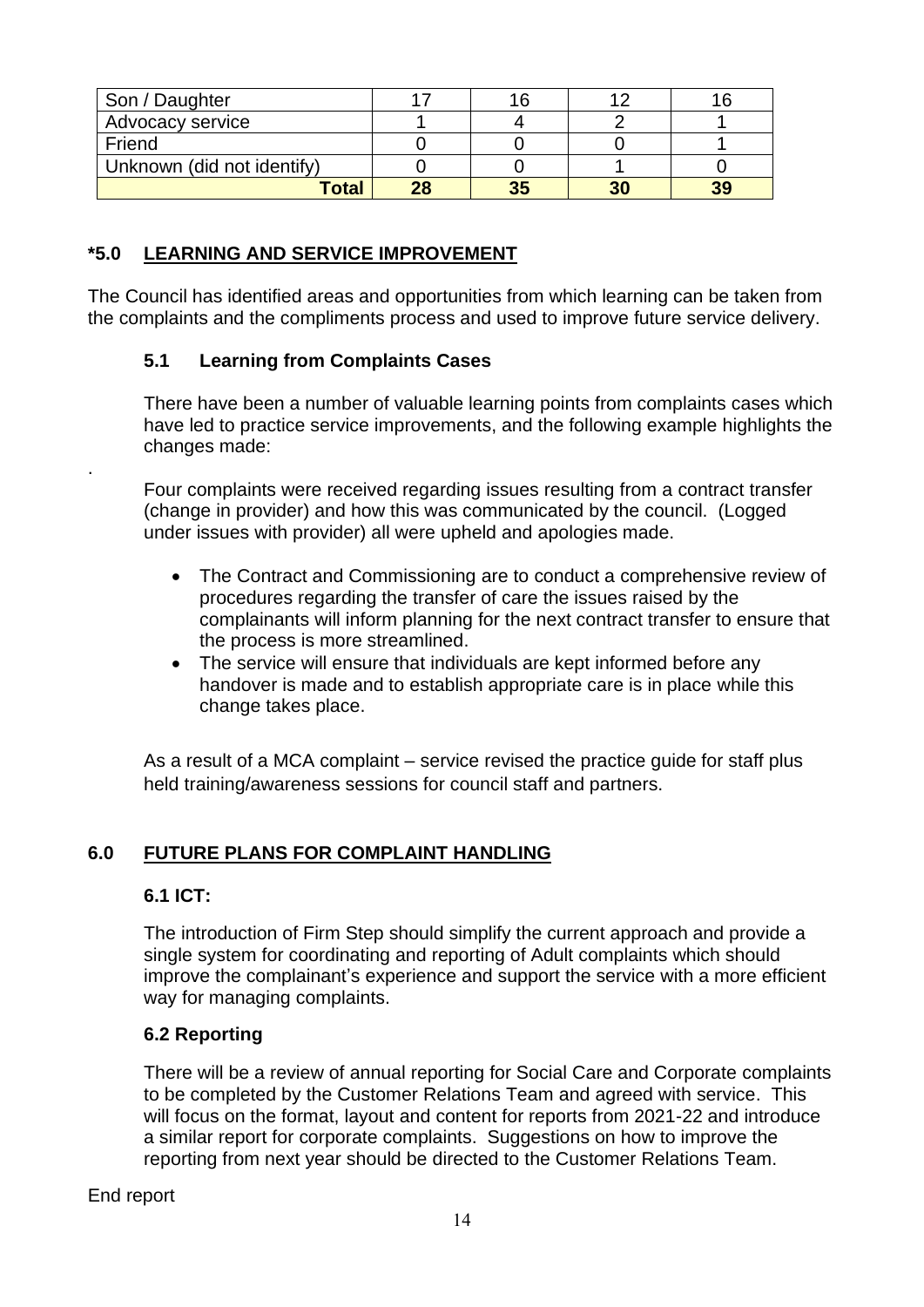| Son / Daughter | 17 | 16 | 12 | 16 |
|---|---|---|---|---|
| Advocacy service | 1 | 4 | 2 | 1 |
| Friend | 0 | 0 | 0 | 1 |
| Unknown (did not identify) | 0 | 0 | 1 | 0 |
| **Total** | **28** | **35** | **30** | **39** |

## *5.0 LEARNING AND SERVICE IMPROVEMENT

The Council has identified areas and opportunities from which learning can be taken from the complaints and the compliments process and used to improve future service delivery.

### 5.1 Learning from Complaints Cases

There have been a number of valuable learning points from complaints cases which have led to practice service improvements, and the following example highlights the changes made:

.

Four complaints were received regarding issues resulting from a contract transfer (change in provider) and how this was communicated by the council. (Logged under issues with provider) all were upheld and apologies made.

- The Contract and Commissioning are to conduct a comprehensive review of procedures regarding the transfer of care the issues raised by the complainants will inform planning for the next contract transfer to ensure that the process is more streamlined.
- The service will ensure that individuals are kept informed before any handover is made and to establish appropriate care is in place while this change takes place.

As a result of a MCA complaint – service revised the practice guide for staff plus held training/awareness sessions for council staff and partners.

## 6.0 FUTURE PLANS FOR COMPLAINT HANDLING

### 6.1 ICT:

The introduction of Firm Step should simplify the current approach and provide a single system for coordinating and reporting of Adult complaints which should improve the complainant's experience and support the service with a more efficient way for managing complaints.

### 6.2 Reporting

There will be a review of annual reporting for Social Care and Corporate complaints to be completed by the Customer Relations Team and agreed with service. This will focus on the format, layout and content for reports from 2021-22 and introduce a similar report for corporate complaints. Suggestions on how to improve the reporting from next year should be directed to the Customer Relations Team.

End report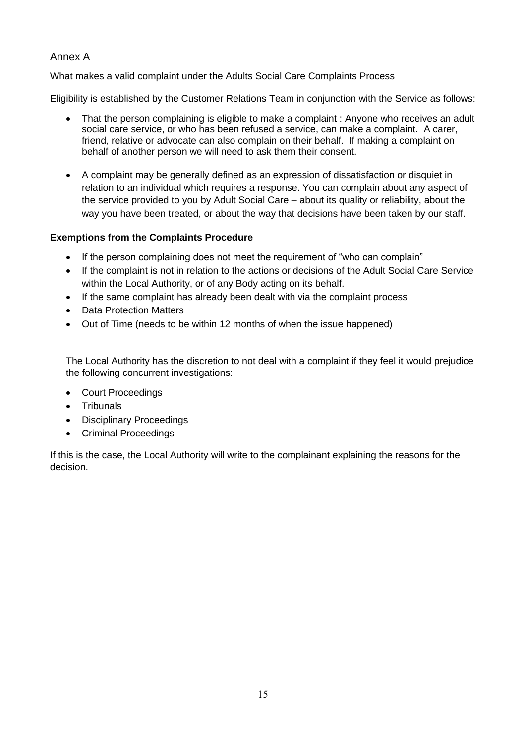## Annex A

What makes a valid complaint under the Adults Social Care Complaints Process

Eligibility is established by the Customer Relations Team in conjunction with the Service as follows:

- That the person complaining is eligible to make a complaint : Anyone who receives an adult social care service, or who has been refused a service, can make a complaint. A carer, friend, relative or advocate can also complain on their behalf. If making a complaint on behalf of another person we will need to ask them their consent.

- A complaint may be generally defined as an expression of dissatisfaction or disquiet in relation to an individual which requires a response. You can complain about any aspect of the service provided to you by Adult Social Care – about its quality or reliability, about the way you have been treated, or about the way that decisions have been taken by our staff.

**Exemptions from the Complaints Procedure**

- If the person complaining does not meet the requirement of "who can complain"
- If the complaint is not in relation to the actions or decisions of the Adult Social Care Service within the Local Authority, or of any Body acting on its behalf.
- If the same complaint has already been dealt with via the complaint process
- Data Protection Matters
- Out of Time (needs to be within 12 months of when the issue happened)

The Local Authority has the discretion to not deal with a complaint if they feel it would prejudice the following concurrent investigations:

- Court Proceedings
- Tribunals
- Disciplinary Proceedings
- Criminal Proceedings

If this is the case, the Local Authority will write to the complainant explaining the reasons for the decision.